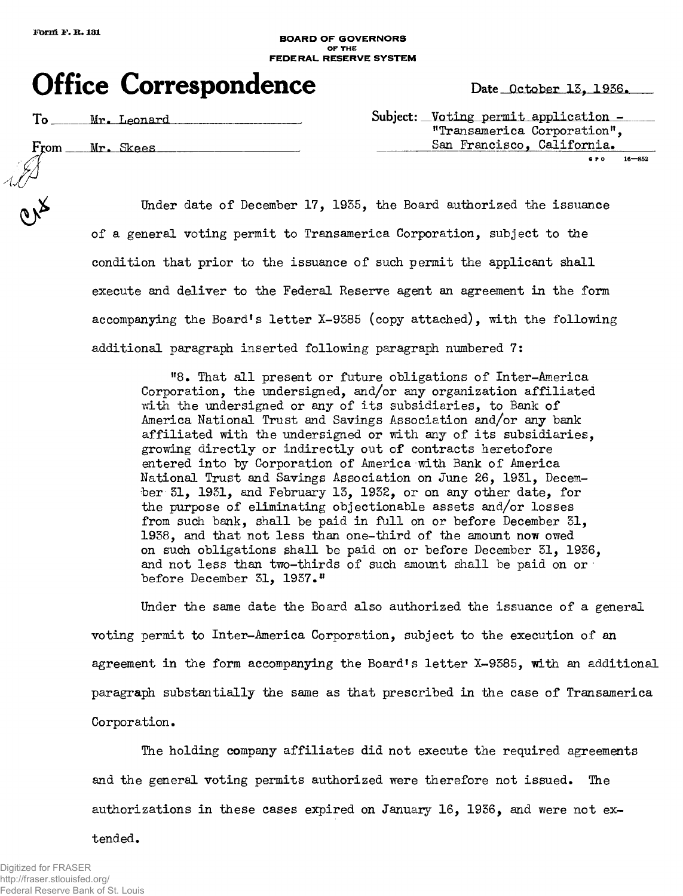Form F. R. 131

**BOARD OF GOVERNORS OF THE FEDERAL RESERVE SYSTEM**

# Office Correspondence

Date October 13, 1936.

To Mr. Leonard

From Mr. Skees

Subject: Voting permit application - "Transamerica Corporation", San Francisco, California.

Under date of December 17, 1935, the Board authorized the issuance of a general voting permit to Transamerica Corporation, subject to the condition that prior to the issuance of such permit the applicant shall execute and deliver to the Federal Reserve agent an agreement in the form accompanying the Board's letter X-9385 (copy attached), with the following additional paragraph inserted following paragraph numbered 7:

> "8. That all present or future obligations of Inter-America Corporation, the undersigned, and/or any organization affiliated with the undersigned or any of its subsidiaries, to Bank of America National Trust and Savings Association and/or any bank affiliated with the undersigned or with any of its subsidiaries, growing directly or indirectly out of contracts heretofore entered into by Corporation of America with Bank of America National Trust and Savings Association on June 26, 1931, December 31, 1931, and February 13, 1932, or on any other date, for the purpose of eliminating objectionable assets and/or losses from such bank, shall be paid in full on or before December 31, 1938, and that not less than one-third of the amount now owed on such obligations shall be paid on or before December 31, 1936, and not less than two-thirds of such amount shall be paid on or before December 31, 1937."

Under the same date the Board also authorized the issuance of a general voting permit to Inter-America Corporation, subject to the execution of an agreement in the form accompanying the Board's letter X-9385, with an additional paragraph substantially the same as that prescribed in the case of Transamerica Corporation.

The holding company affiliates did not execute the required agreements and the general voting permits authorized were therefore not issued. The authorizations in these cases expired on January 16, 1936, and were not extended.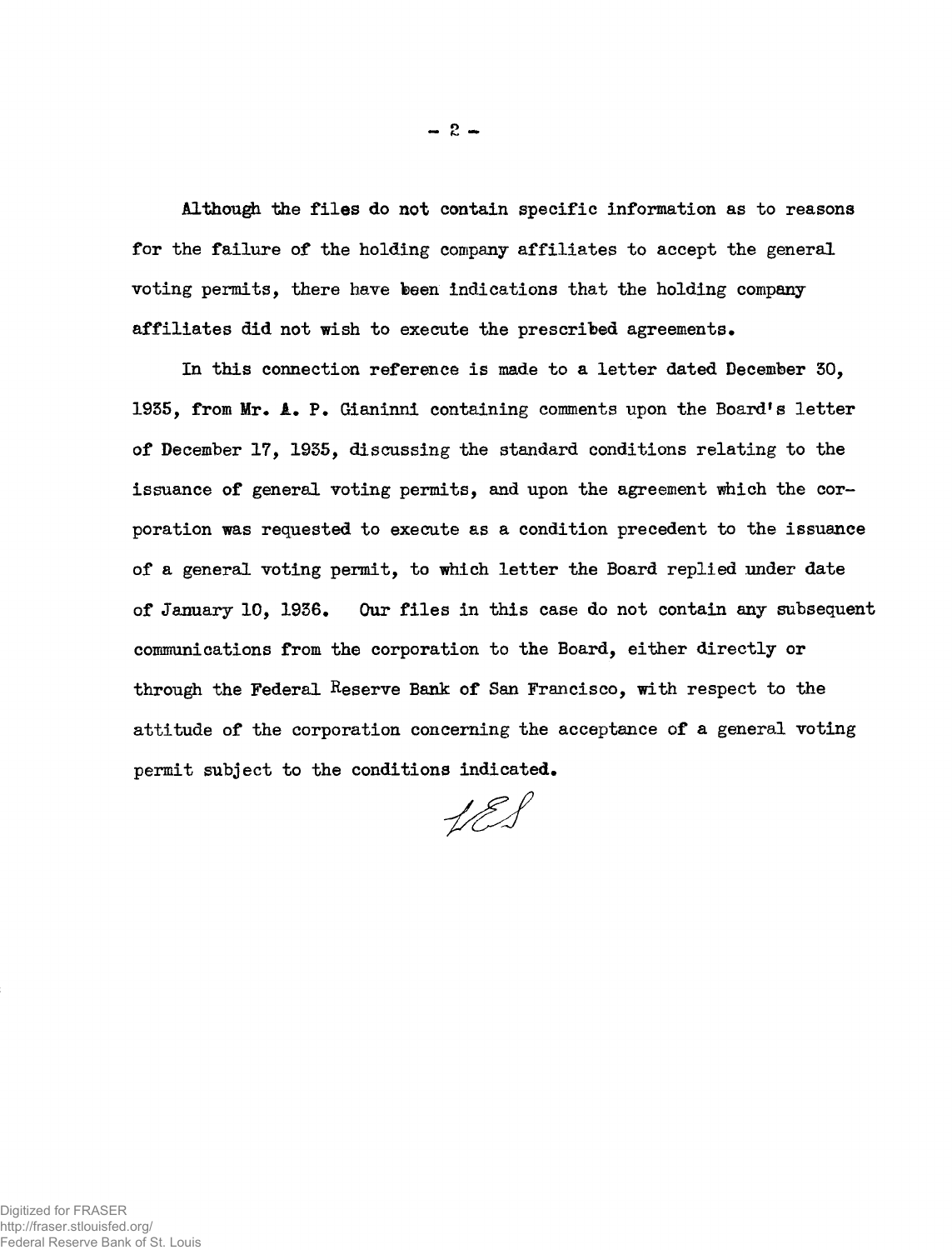Although the files do not contain specific information as to reasons for the failure of the holding company affiliates to accept the general voting permits, there have been indications that the holding company affiliates did not wish to execute the prescribed agreements.

In this connection reference is made to a letter dated December 30, 1935, from Mr. A. P. Gianinni containing comments upon the Board's letter of December 17, 1935, discussing the standard conditions relating to the issuance of general voting permits, and upon the agreement which the corporation was requested to execute as a condition precedent to the issuance of a general voting permit, to which letter the Board replied under date of January 10, 1936. Our files in this case do not contain any subsequent communications from the corporation to the Board, either directly or through the Federal Reserve Bank of San Francisco, with respect to the attitude of the corporation concerning the acceptance of a general voting permit subject to the conditions indicated.

LES